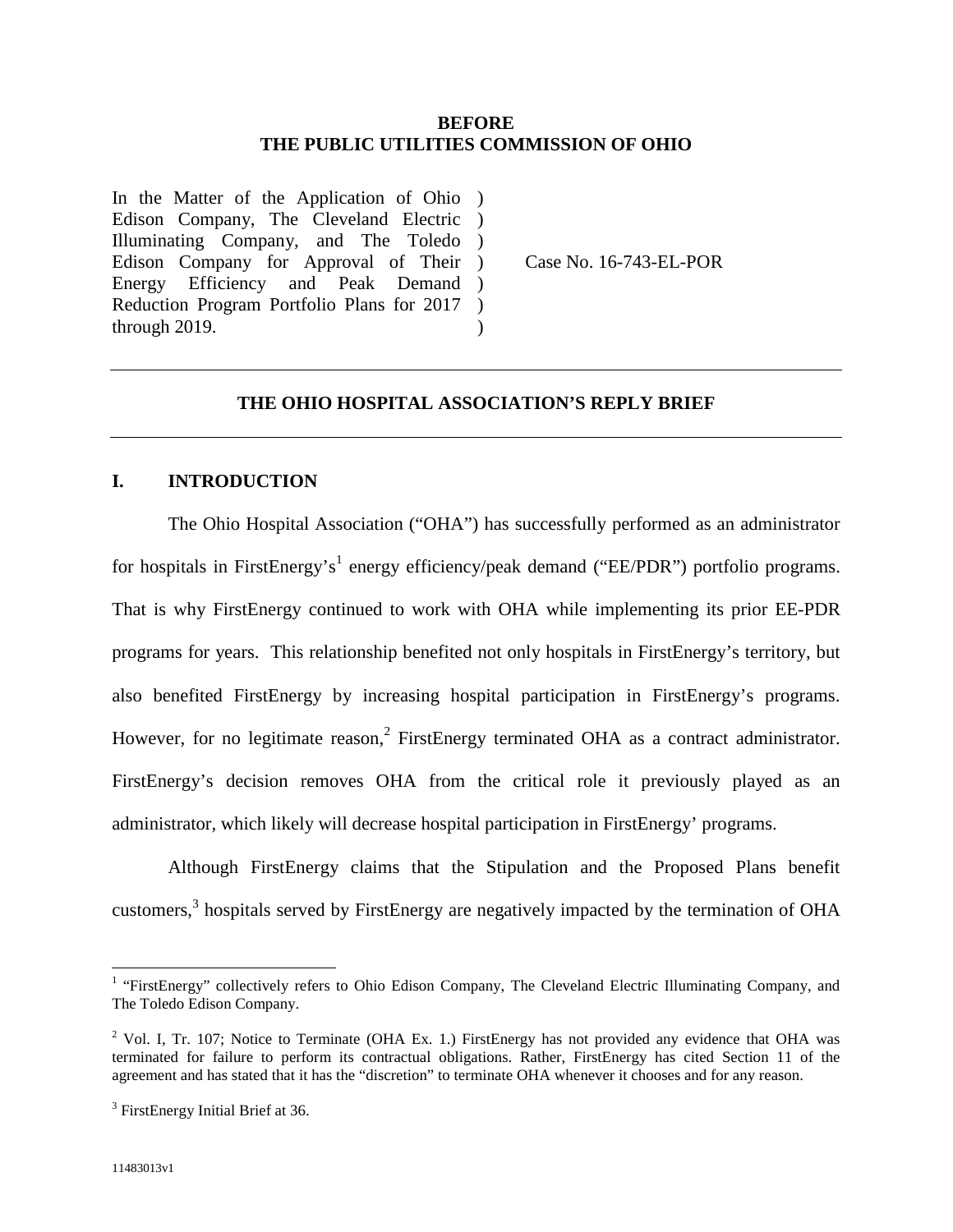**BEFORE**
**THE PUBLIC UTILITIES COMMISSION OF OHIO**

| | | |
|---|---|---|
| In the Matter of the Application of Ohio Edison Company, The Cleveland Electric Illuminating Company, and The Toledo Edison Company for Approval of Their Energy Efficiency and Peak Demand Reduction Program Portfolio Plans for 2017 through 2019. | ) ) ) ) ) ) ) | Case No. 16-743-EL-POR |

---

## THE OHIO HOSPITAL ASSOCIATION'S REPLY BRIEF

---

## I. INTRODUCTION

The Ohio Hospital Association ("OHA") has successfully performed as an administrator for hospitals in FirstEnergy's[1] energy efficiency/peak demand ("EE/PDR") portfolio programs. That is why FirstEnergy continued to work with OHA while implementing its prior EE-PDR programs for years. This relationship benefited not only hospitals in FirstEnergy's territory, but also benefited FirstEnergy by increasing hospital participation in FirstEnergy's programs. However, for no legitimate reason,[2] FirstEnergy terminated OHA as a contract administrator. FirstEnergy's decision removes OHA from the critical role it previously played as an administrator, which likely will decrease hospital participation in FirstEnergy' programs.

Although FirstEnergy claims that the Stipulation and the Proposed Plans benefit customers,[3] hospitals served by FirstEnergy are negatively impacted by the termination of OHA

---

[1] "FirstEnergy" collectively refers to Ohio Edison Company, The Cleveland Electric Illuminating Company, and The Toledo Edison Company.

[2] Vol. I, Tr. 107; Notice to Terminate (OHA Ex. 1.) FirstEnergy has not provided any evidence that OHA was terminated for failure to perform its contractual obligations. Rather, FirstEnergy has cited Section 11 of the agreement and has stated that it has the "discretion" to terminate OHA whenever it chooses and for any reason.

[3] FirstEnergy Initial Brief at 36.

11483013v1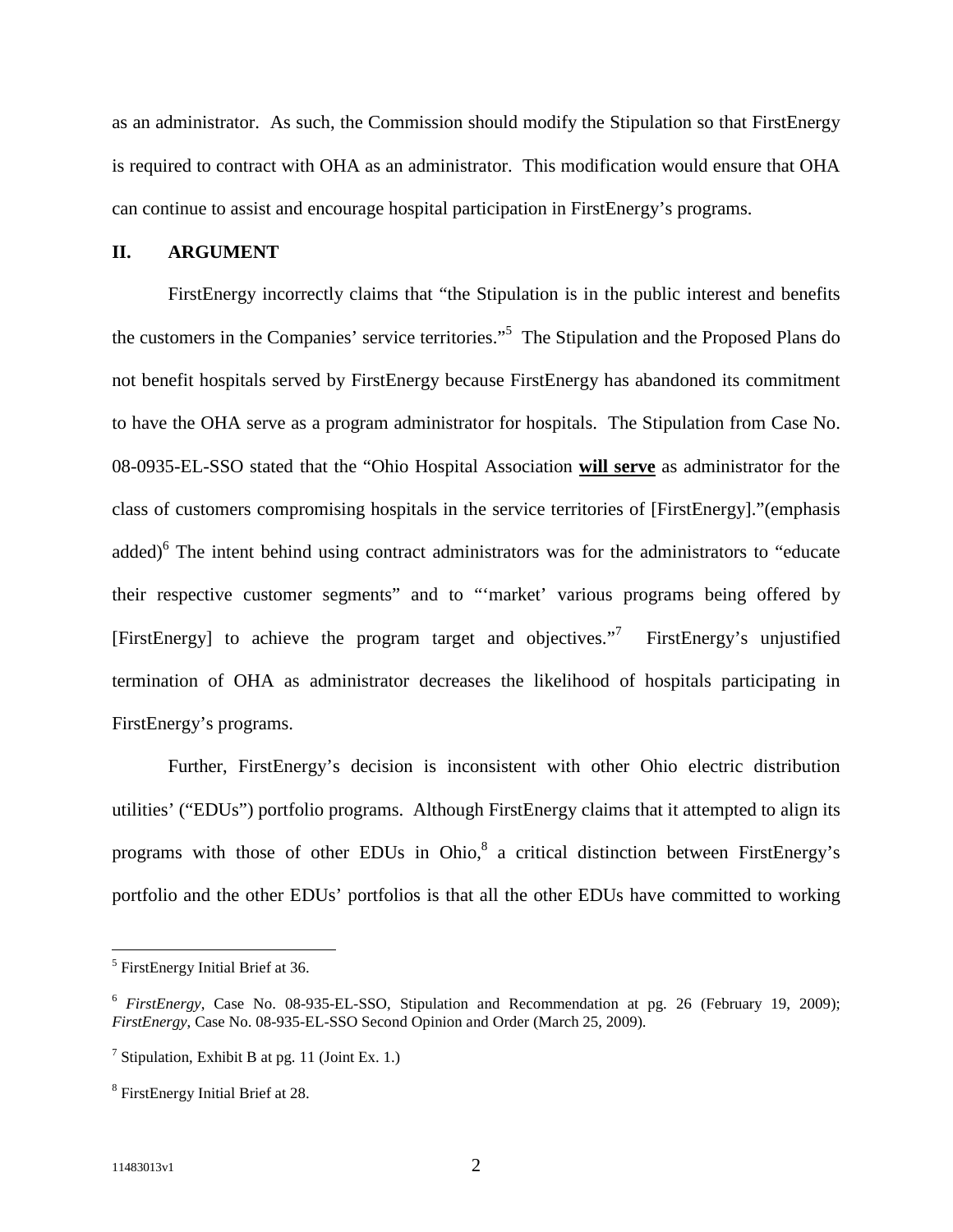as an administrator. As such, the Commission should modify the Stipulation so that FirstEnergy is required to contract with OHA as an administrator. This modification would ensure that OHA can continue to assist and encourage hospital participation in FirstEnergy's programs.

## II. ARGUMENT

FirstEnergy incorrectly claims that "the Stipulation is in the public interest and benefits the customers in the Companies' service territories."[5] The Stipulation and the Proposed Plans do not benefit hospitals served by FirstEnergy because FirstEnergy has abandoned its commitment to have the OHA serve as a program administrator for hospitals. The Stipulation from Case No. 08-0935-EL-SSO stated that the "Ohio Hospital Association **will serve** as administrator for the class of customers compromising hospitals in the service territories of [FirstEnergy]."(emphasis added)[6] The intent behind using contract administrators was for the administrators to "educate their respective customer segments" and to "'market' various programs being offered by [FirstEnergy] to achieve the program target and objectives."[7] FirstEnergy's unjustified termination of OHA as administrator decreases the likelihood of hospitals participating in FirstEnergy's programs.

Further, FirstEnergy's decision is inconsistent with other Ohio electric distribution utilities' ("EDUs") portfolio programs. Although FirstEnergy claims that it attempted to align its programs with those of other EDUs in Ohio,[8] a critical distinction between FirstEnergy's portfolio and the other EDUs' portfolios is that all the other EDUs have committed to working

---

[5] FirstEnergy Initial Brief at 36.

[6] *FirstEnergy*, Case No. 08-935-EL-SSO, Stipulation and Recommendation at pg. 26 (February 19, 2009); *FirstEnergy*, Case No. 08-935-EL-SSO Second Opinion and Order (March 25, 2009).

[7] Stipulation, Exhibit B at pg. 11 (Joint Ex. 1.)

[8] FirstEnergy Initial Brief at 28.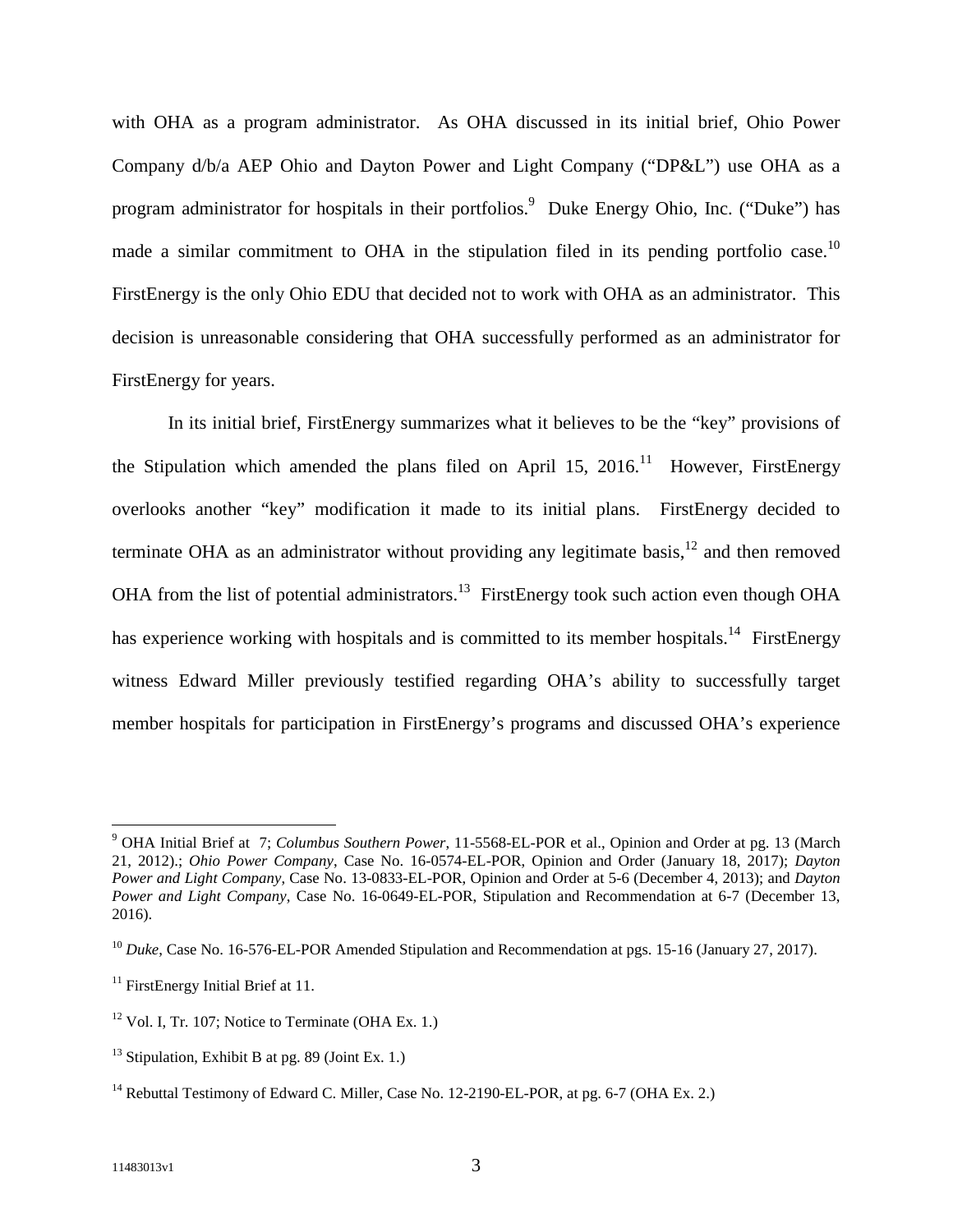with OHA as a program administrator. As OHA discussed in its initial brief, Ohio Power Company d/b/a AEP Ohio and Dayton Power and Light Company ("DP&L") use OHA as a program administrator for hospitals in their portfolios.[9] Duke Energy Ohio, Inc. ("Duke") has made a similar commitment to OHA in the stipulation filed in its pending portfolio case.[10] FirstEnergy is the only Ohio EDU that decided not to work with OHA as an administrator. This decision is unreasonable considering that OHA successfully performed as an administrator for FirstEnergy for years.

In its initial brief, FirstEnergy summarizes what it believes to be the "key" provisions of the Stipulation which amended the plans filed on April 15, 2016.[11] However, FirstEnergy overlooks another "key" modification it made to its initial plans. FirstEnergy decided to terminate OHA as an administrator without providing any legitimate basis,[12] and then removed OHA from the list of potential administrators.[13] FirstEnergy took such action even though OHA has experience working with hospitals and is committed to its member hospitals.[14] FirstEnergy witness Edward Miller previously testified regarding OHA's ability to successfully target member hospitals for participation in FirstEnergy's programs and discussed OHA's experience

---

[9] OHA Initial Brief at 7; *Columbus Southern Power*, 11-5568-EL-POR et al., Opinion and Order at pg. 13 (March 21, 2012).; *Ohio Power Company*, Case No. 16-0574-EL-POR, Opinion and Order (January 18, 2017); *Dayton Power and Light Company*, Case No. 13-0833-EL-POR, Opinion and Order at 5-6 (December 4, 2013); and *Dayton Power and Light Company*, Case No. 16-0649-EL-POR, Stipulation and Recommendation at 6-7 (December 13, 2016).

[10] *Duke*, Case No. 16-576-EL-POR Amended Stipulation and Recommendation at pgs. 15-16 (January 27, 2017).

[11] FirstEnergy Initial Brief at 11.

[12] Vol. I, Tr. 107; Notice to Terminate (OHA Ex. 1.)

[13] Stipulation, Exhibit B at pg. 89 (Joint Ex. 1.)

[14] Rebuttal Testimony of Edward C. Miller, Case No. 12-2190-EL-POR, at pg. 6-7 (OHA Ex. 2.)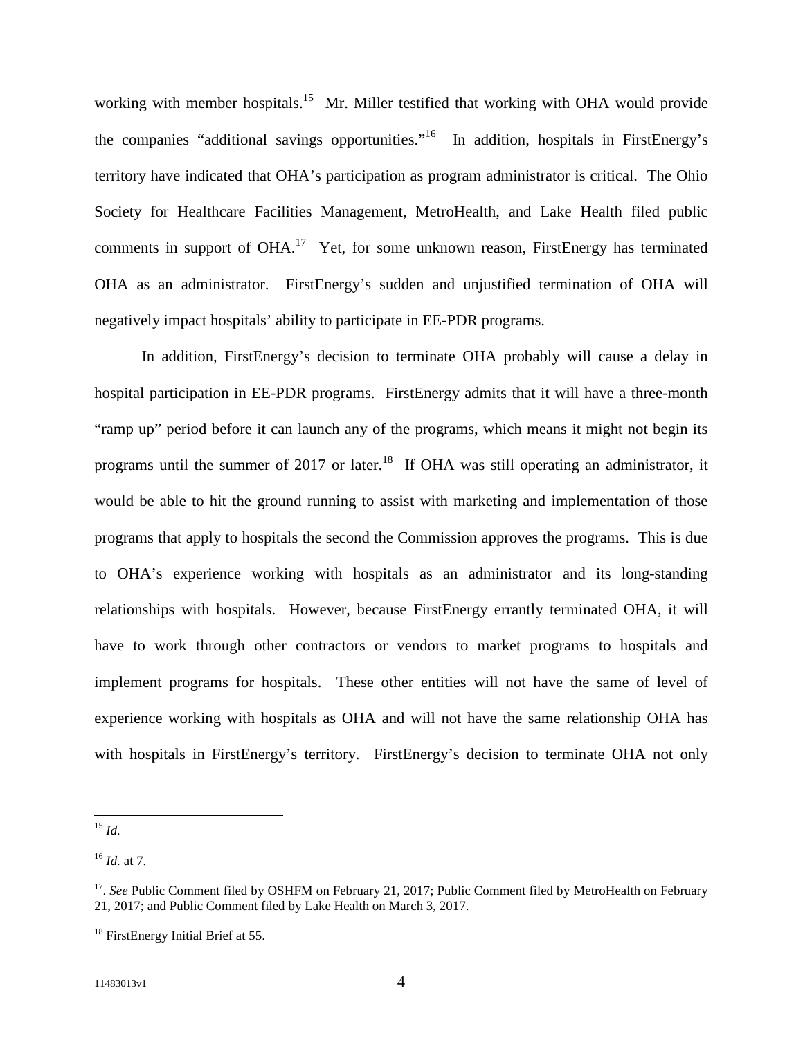working with member hospitals.[15] Mr. Miller testified that working with OHA would provide the companies "additional savings opportunities."[16] In addition, hospitals in FirstEnergy's territory have indicated that OHA's participation as program administrator is critical. The Ohio Society for Healthcare Facilities Management, MetroHealth, and Lake Health filed public comments in support of OHA.[17] Yet, for some unknown reason, FirstEnergy has terminated OHA as an administrator. FirstEnergy's sudden and unjustified termination of OHA will negatively impact hospitals' ability to participate in EE-PDR programs.

In addition, FirstEnergy's decision to terminate OHA probably will cause a delay in hospital participation in EE-PDR programs. FirstEnergy admits that it will have a three-month "ramp up" period before it can launch any of the programs, which means it might not begin its programs until the summer of 2017 or later.[18] If OHA was still operating an administrator, it would be able to hit the ground running to assist with marketing and implementation of those programs that apply to hospitals the second the Commission approves the programs. This is due to OHA's experience working with hospitals as an administrator and its long-standing relationships with hospitals. However, because FirstEnergy errantly terminated OHA, it will have to work through other contractors or vendors to market programs to hospitals and implement programs for hospitals. These other entities will not have the same of level of experience working with hospitals as OHA and will not have the same relationship OHA has with hospitals in FirstEnergy's territory. FirstEnergy's decision to terminate OHA not only

---

[15] *Id.*

[16] *Id.* at 7.

[17]. *See* Public Comment filed by OSHFM on February 21, 2017; Public Comment filed by MetroHealth on February 21, 2017; and Public Comment filed by Lake Health on March 3, 2017.

[18] FirstEnergy Initial Brief at 55.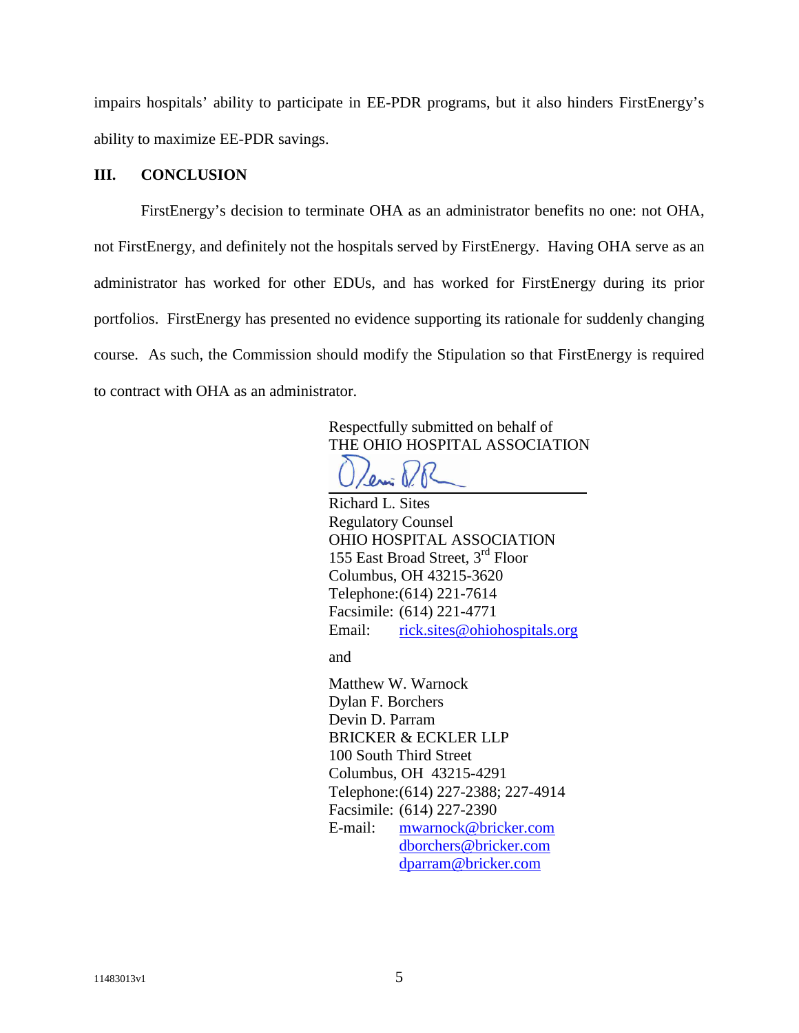impairs hospitals' ability to participate in EE-PDR programs, but it also hinders FirstEnergy's ability to maximize EE-PDR savings.

## III. CONCLUSION

FirstEnergy's decision to terminate OHA as an administrator benefits no one: not OHA, not FirstEnergy, and definitely not the hospitals served by FirstEnergy. Having OHA serve as an administrator has worked for other EDUs, and has worked for FirstEnergy during its prior portfolios. FirstEnergy has presented no evidence supporting its rationale for suddenly changing course. As such, the Commission should modify the Stipulation so that FirstEnergy is required to contract with OHA as an administrator.

Respectfully submitted on behalf of
THE OHIO HOSPITAL ASSOCIATION

Richard L. Sites
Regulatory Counsel
OHIO HOSPITAL ASSOCIATION
155 East Broad Street, 3rd Floor
Columbus, OH 43215-3620
Telephone: (614) 221-7614
Facsimile: (614) 221-4771
Email: rick.sites@ohiohospitals.org

and

Matthew W. Warnock
Dylan F. Borchers
Devin D. Parram
BRICKER & ECKLER LLP
100 South Third Street
Columbus, OH 43215-4291
Telephone: (614) 227-2388; 227-4914
Facsimile: (614) 227-2390
E-mail: mwarnock@bricker.com
dborchers@bricker.com
dparram@bricker.com

11483013v1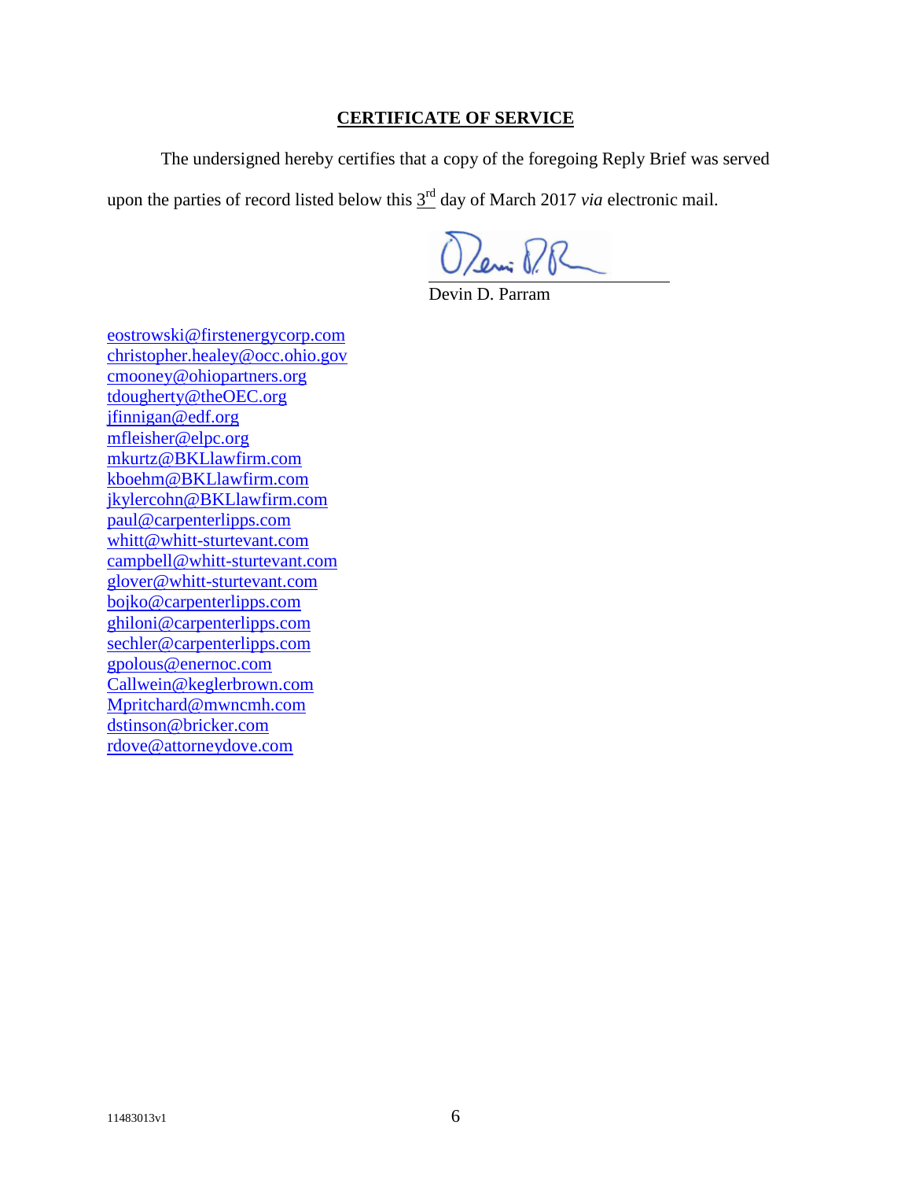## CERTIFICATE OF SERVICE

The undersigned hereby certifies that a copy of the foregoing Reply Brief was served upon the parties of record listed below this 3rd day of March 2017 *via* electronic mail.

Devin D. Parram

eostrowski@firstenergycorp.com
christopher.healey@occ.ohio.gov
cmooney@ohiopartners.org
tdougherty@theOEC.org
jfinnigan@edf.org
mfleisher@elpc.org
mkurtz@BKLlawfirm.com
kboehm@BKLlawfirm.com
jkylercohn@BKLlawfirm.com
paul@carpenterlipps.com
whitt@whitt-sturtevant.com
campbell@whitt-sturtevant.com
glover@whitt-sturtevant.com
bojko@carpenterlipps.com
ghiloni@carpenterlipps.com
sechler@carpenterlipps.com
gpolous@enernoc.com
Callwein@keglerbrown.com
Mpritchard@mwncmh.com
dstinson@bricker.com
rdove@attorneydove.com

11483013v1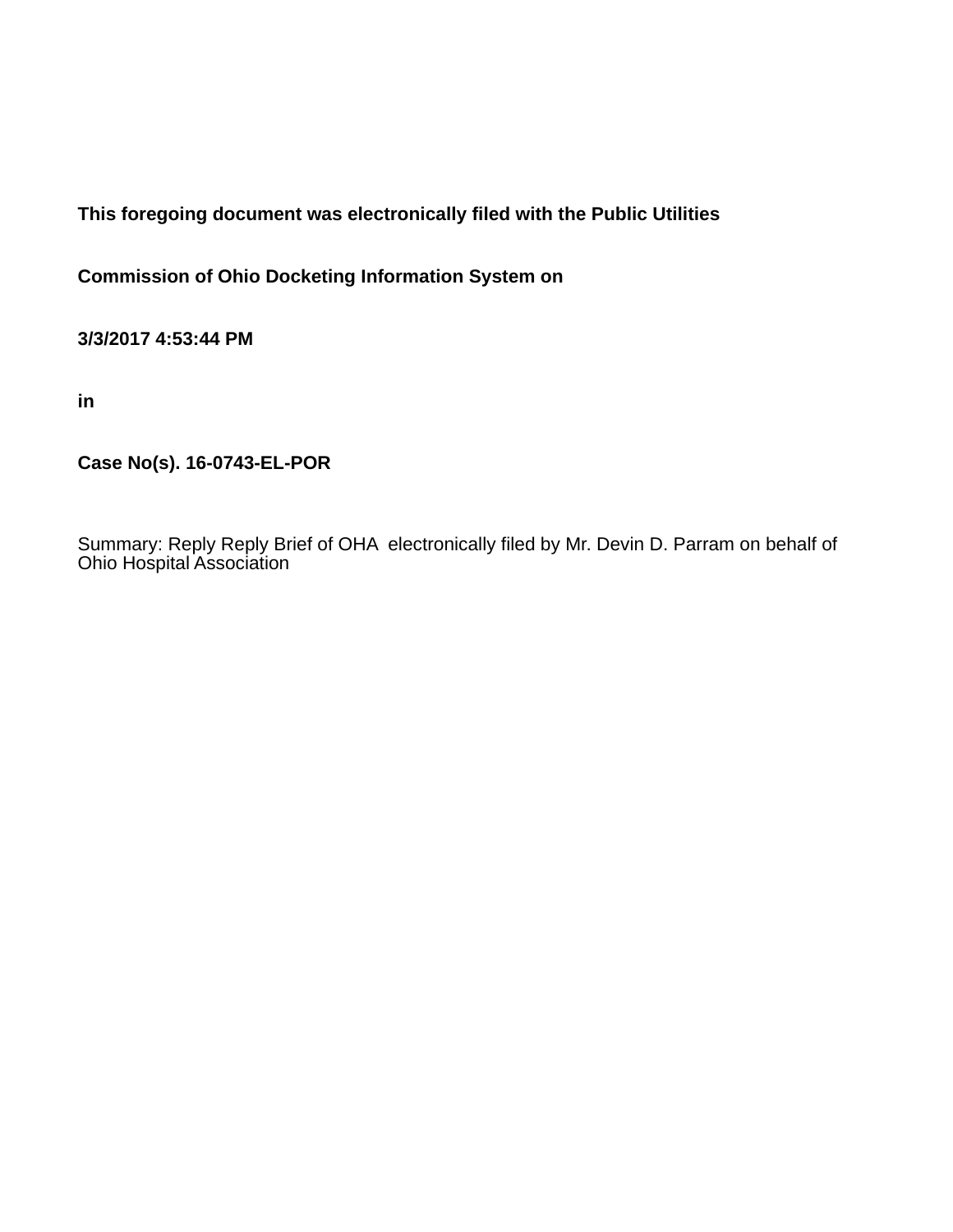**This foregoing document was electronically filed with the Public Utilities**

**Commission of Ohio Docketing Information System on**

**3/3/2017 4:53:44 PM**

**in**

**Case No(s). 16-0743-EL-POR**

Summary: Reply Reply Brief of OHA electronically filed by Mr. Devin D. Parram on behalf of Ohio Hospital Association